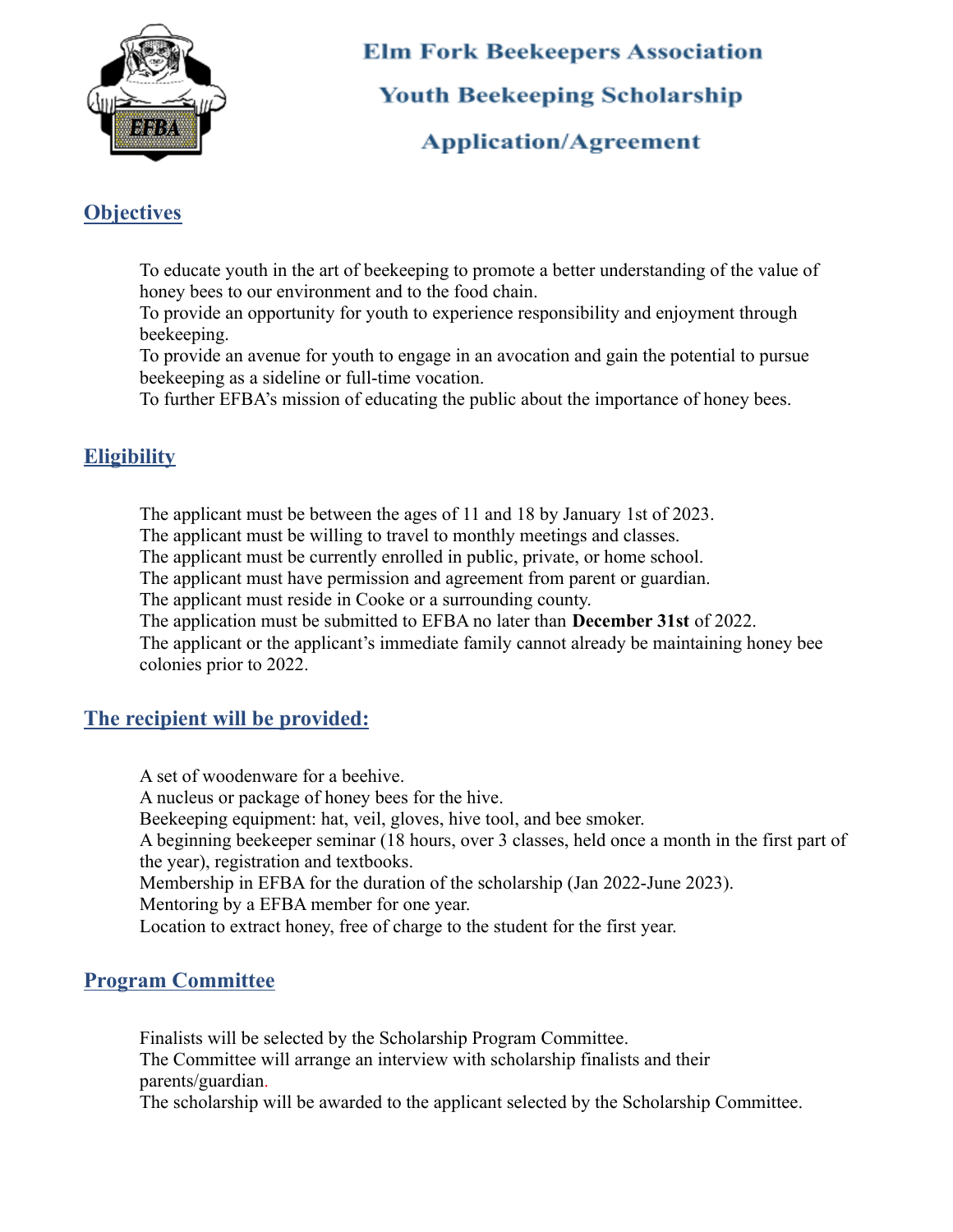# Elm Fork Beekeepers Association

# Youth Beekeeping Scholarship

# Application/Agreement

## Objectives

To educate youth in the art of beekeeping to promote a better understanding of the value of honey bees to our environment and to the food chain.

To provide an opportunity for youth to experience responsibility and enjoyment through beekeeping.

To provide an avenue for youth to engage in an avocation and gain the potential to pursue beekeeping as a sideline or full-time vocation.

To further EFBA's mission of educating the public about the importance of honey bees.

## Eligibility

The applicant must be between the ages of 11 and 18 by January 1st of 2023.

The applicant must be willing to travel to monthly meetings and classes.

The applicant must be currently enrolled in public, private, or home school.

The applicant must have permission and agreement from parent or guardian.

The applicant must reside in Cooke or a surrounding county.

The application must be submitted to EFBA no later than **December 31st** of 2022.

The applicant or the applicant's immediate family cannot already be maintaining honey bee colonies prior to 2022.

## The recipient will be provided:

A set of woodenware for a beehive.

A nucleus or package of honey bees for the hive.

Beekeeping equipment: hat, veil, gloves, hive tool, and bee smoker.

A beginning beekeeper seminar (18 hours, over 3 classes, held once a month in the first part of the year), registration and textbooks.

Membership in EFBA for the duration of the scholarship (Jan 2022-June 2023).

Mentoring by a EFBA member for one year.

Location to extract honey, free of charge to the student for the first year.

## Program Committee

Finalists will be selected by the Scholarship Program Committee.

The Committee will arrange an interview with scholarship finalists and their parents/guardian.

The scholarship will be awarded to the applicant selected by the Scholarship Committee.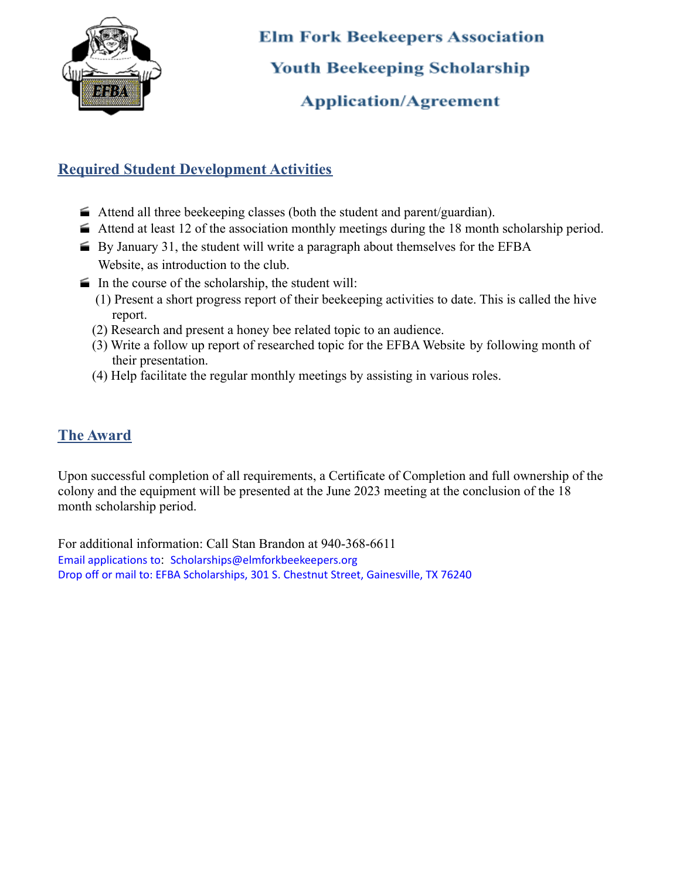# Elm Fork Beekeepers Association

## Youth Beekeeping Scholarship

## Application/Agreement

## Required Student Development Activities

- Attend all three beekeeping classes (both the student and parent/guardian).
- Attend at least 12 of the association monthly meetings during the 18 month scholarship period.
- By January 31, the student will write a paragraph about themselves for the EFBA Website, as introduction to the club.
- In the course of the scholarship, the student will:
  - (1) Present a short progress report of their beekeeping activities to date. This is called the hive report.
  - (2) Research and present a honey bee related topic to an audience.
  - (3) Write a follow up report of researched topic for the EFBA Website by following month of their presentation.
  - (4) Help facilitate the regular monthly meetings by assisting in various roles.

## The Award

Upon successful completion of all requirements, a Certificate of Completion and full ownership of the colony and the equipment will be presented at the June 2023 meeting at the conclusion of the 18 month scholarship period.

For additional information: Call Stan Brandon at 940-368-6611
Email applications to: Scholarships@elmforkbeekeepers.org
Drop off or mail to: EFBA Scholarships, 301 S. Chestnut Street, Gainesville, TX 76240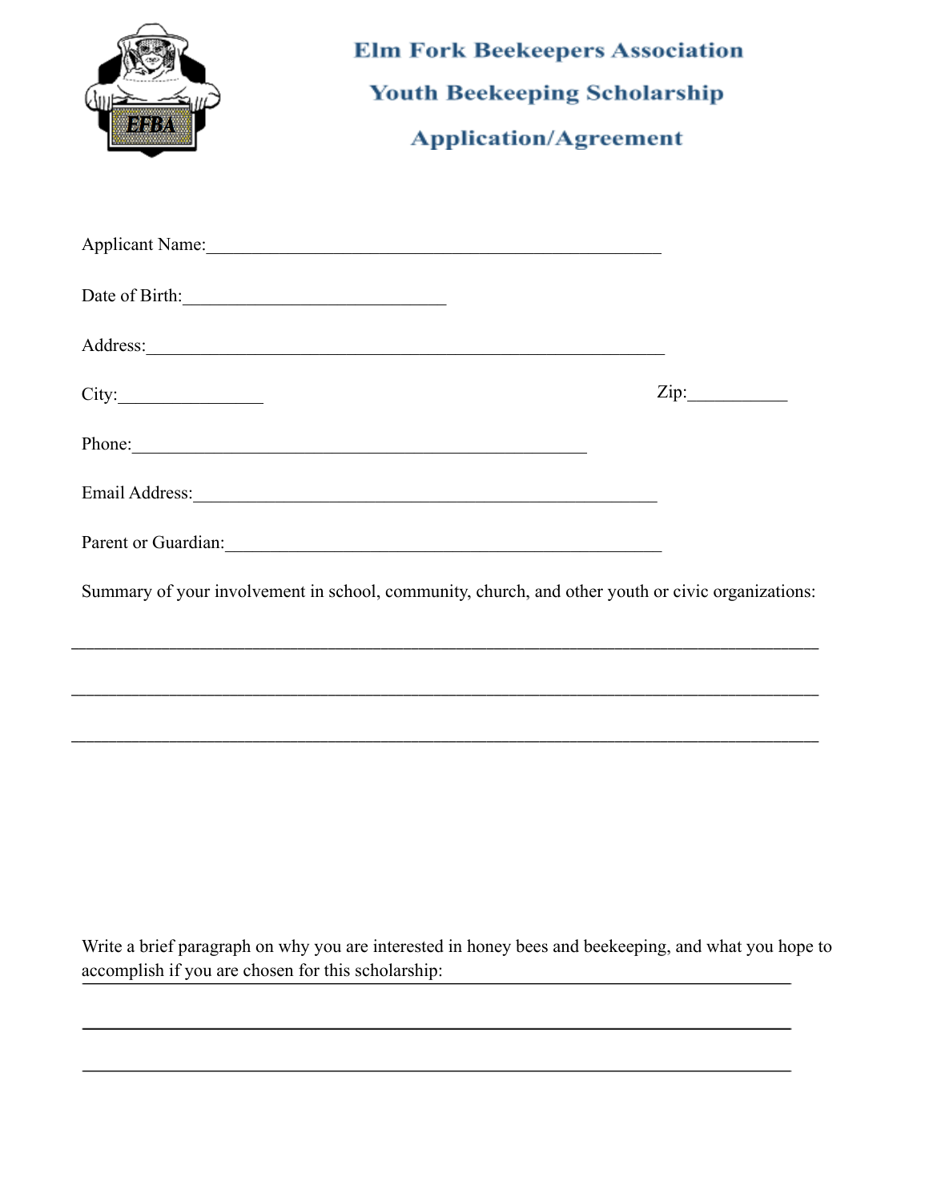# Elm Fork Beekeepers Association

## Youth Beekeeping Scholarship

## Application/Agreement

Applicant Name:\_\_\_\_\_\_\_\_\_\_\_\_\_\_\_\_\_\_\_\_\_\_\_\_\_\_\_\_\_\_\_\_\_\_\_\_\_\_\_\_\_\_\_\_\_\_\_\_

Date of Birth:\_\_\_\_\_\_\_\_\_\_\_\_\_\_\_\_\_\_\_\_\_\_\_\_\_\_\_\_\_\_

Address:\_\_\_\_\_\_\_\_\_\_\_\_\_\_\_\_\_\_\_\_\_\_\_\_\_\_\_\_\_\_\_\_\_\_\_\_\_\_\_\_\_\_\_\_\_\_\_\_\_\_\_\_\_\_\_\_\_

City:\_\_\_\_\_\_\_\_\_\_\_\_\_\_\_\_ Zip:\_\_\_\_\_\_\_\_\_\_\_

Phone:\_\_\_\_\_\_\_\_\_\_\_\_\_\_\_\_\_\_\_\_\_\_\_\_\_\_\_\_\_\_\_\_\_\_\_\_\_\_\_\_\_\_\_\_\_\_\_\_\_\_

Email Address:\_\_\_\_\_\_\_\_\_\_\_\_\_\_\_\_\_\_\_\_\_\_\_\_\_\_\_\_\_\_\_\_\_\_\_\_\_\_\_\_\_\_\_\_\_\_\_\_\_\_

Parent or Guardian:\_\_\_\_\_\_\_\_\_\_\_\_\_\_\_\_\_\_\_\_\_\_\_\_\_\_\_\_\_\_\_\_\_\_\_\_\_\_\_\_\_\_\_\_\_\_\_\_

Summary of your involvement in school, community, church, and other youth or civic organizations:

\_\_\_\_\_\_\_\_\_\_\_\_\_\_\_\_\_\_\_\_\_\_\_\_\_\_\_\_\_\_\_\_\_\_\_\_\_\_\_\_\_\_\_\_\_\_\_\_\_\_\_\_\_\_\_\_\_\_\_\_\_\_\_\_\_\_\_\_\_\_\_\_\_\_\_\_\_\_\_\_\_\_

\_\_\_\_\_\_\_\_\_\_\_\_\_\_\_\_\_\_\_\_\_\_\_\_\_\_\_\_\_\_\_\_\_\_\_\_\_\_\_\_\_\_\_\_\_\_\_\_\_\_\_\_\_\_\_\_\_\_\_\_\_\_\_\_\_\_\_\_\_\_\_\_\_\_\_\_\_\_\_\_\_\_

\_\_\_\_\_\_\_\_\_\_\_\_\_\_\_\_\_\_\_\_\_\_\_\_\_\_\_\_\_\_\_\_\_\_\_\_\_\_\_\_\_\_\_\_\_\_\_\_\_\_\_\_\_\_\_\_\_\_\_\_\_\_\_\_\_\_\_\_\_\_\_\_\_\_\_\_\_\_\_\_\_\_

Write a brief paragraph on why you are interested in honey bees and beekeeping, and what you hope to accomplish if you are chosen for this scholarship:\_\_\_\_\_\_\_\_\_\_\_\_\_\_\_\_\_\_\_\_\_\_\_\_\_\_\_\_\_\_\_\_\_\_\_\_\_\_

\_\_\_\_\_\_\_\_\_\_\_\_\_\_\_\_\_\_\_\_\_\_\_\_\_\_\_\_\_\_\_\_\_\_\_\_\_\_\_\_\_\_\_\_\_\_\_\_\_\_\_\_\_\_\_\_\_\_\_\_\_\_\_\_\_\_\_\_\_\_\_\_\_\_\_\_\_\_

\_\_\_\_\_\_\_\_\_\_\_\_\_\_\_\_\_\_\_\_\_\_\_\_\_\_\_\_\_\_\_\_\_\_\_\_\_\_\_\_\_\_\_\_\_\_\_\_\_\_\_\_\_\_\_\_\_\_\_\_\_\_\_\_\_\_\_\_\_\_\_\_\_\_\_\_\_\_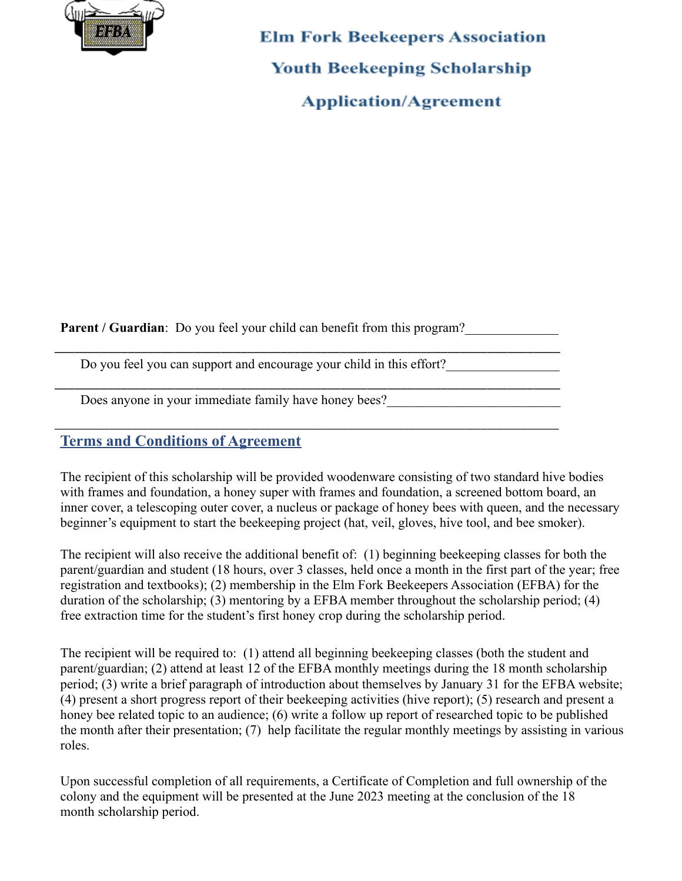# Elm Fork Beekeepers Association

## Youth Beekeeping Scholarship

## Application/Agreement

**Parent / Guardian**: Do you feel your child can benefit from this program?______________

_______________________________________________________________________________

Do you feel you can support and encourage your child in this effort?_________________

_______________________________________________________________________________

Does anyone in your immediate family have honey bees?__________________________

_______________________________________________________________________________

## Terms and Conditions of Agreement

The recipient of this scholarship will be provided woodenware consisting of two standard hive bodies with frames and foundation, a honey super with frames and foundation, a screened bottom board, an inner cover, a telescoping outer cover, a nucleus or package of honey bees with queen, and the necessary beginner's equipment to start the beekeeping project (hat, veil, gloves, hive tool, and bee smoker).

The recipient will also receive the additional benefit of: (1) beginning beekeeping classes for both the parent/guardian and student (18 hours, over 3 classes, held once a month in the first part of the year; free registration and textbooks); (2) membership in the Elm Fork Beekeepers Association (EFBA) for the duration of the scholarship; (3) mentoring by a EFBA member throughout the scholarship period; (4) free extraction time for the student's first honey crop during the scholarship period.

The recipient will be required to: (1) attend all beginning beekeeping classes (both the student and parent/guardian; (2) attend at least 12 of the EFBA monthly meetings during the 18 month scholarship period; (3) write a brief paragraph of introduction about themselves by January 31 for the EFBA website; (4) present a short progress report of their beekeeping activities (hive report); (5) research and present a honey bee related topic to an audience; (6) write a follow up report of researched topic to be published the month after their presentation; (7) help facilitate the regular monthly meetings by assisting in various roles.

Upon successful completion of all requirements, a Certificate of Completion and full ownership of the colony and the equipment will be presented at the June 2023 meeting at the conclusion of the 18 month scholarship period.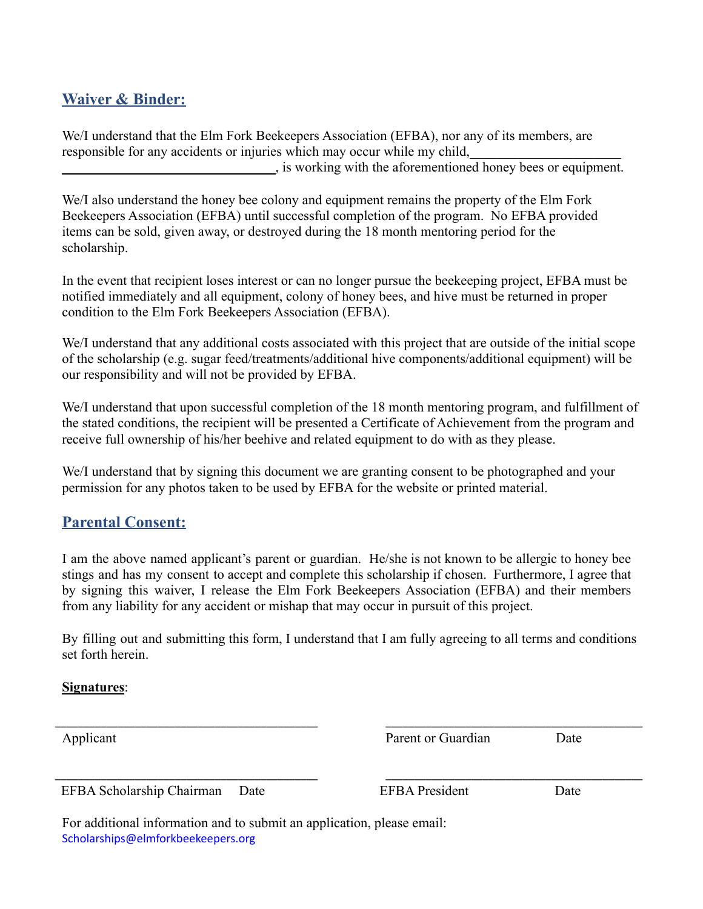## Waiver & Binder:

We/I understand that the Elm Fork Beekeepers Association (EFBA), nor any of its members, are responsible for any accidents or injuries which may occur while my child,______________________ ______________________________, is working with the aforementioned honey bees or equipment.

We/I also understand the honey bee colony and equipment remains the property of the Elm Fork Beekeepers Association (EFBA) until successful completion of the program. No EFBA provided items can be sold, given away, or destroyed during the 18 month mentoring period for the scholarship.

In the event that recipient loses interest or can no longer pursue the beekeeping project, EFBA must be notified immediately and all equipment, colony of honey bees, and hive must be returned in proper condition to the Elm Fork Beekeepers Association (EFBA).

We/I understand that any additional costs associated with this project that are outside of the initial scope of the scholarship (e.g. sugar feed/treatments/additional hive components/additional equipment) will be our responsibility and will not be provided by EFBA.

We/I understand that upon successful completion of the 18 month mentoring program, and fulfillment of the stated conditions, the recipient will be presented a Certificate of Achievement from the program and receive full ownership of his/her beehive and related equipment to do with as they please.

We/I understand that by signing this document we are granting consent to be photographed and your permission for any photos taken to be used by EFBA for the website or printed material.

## Parental Consent:

I am the above named applicant's parent or guardian. He/she is not known to be allergic to honey bee stings and has my consent to accept and complete this scholarship if chosen. Furthermore, I agree that by signing this waiver, I release the Elm Fork Beekeepers Association (EFBA) and their members from any liability for any accident or mishap that may occur in pursuit of this project.

By filling out and submitting this form, I understand that I am fully agreeing to all terms and conditions set forth herein.

**Signatures**:

_______________________________________ _______________________________________

Applicant Parent or Guardian Date

_______________________________________ _______________________________________

EFBA Scholarship Chairman Date EFBA President Date

For additional information and to submit an application, please email:
Scholarships@elmforkbeekeepers.org